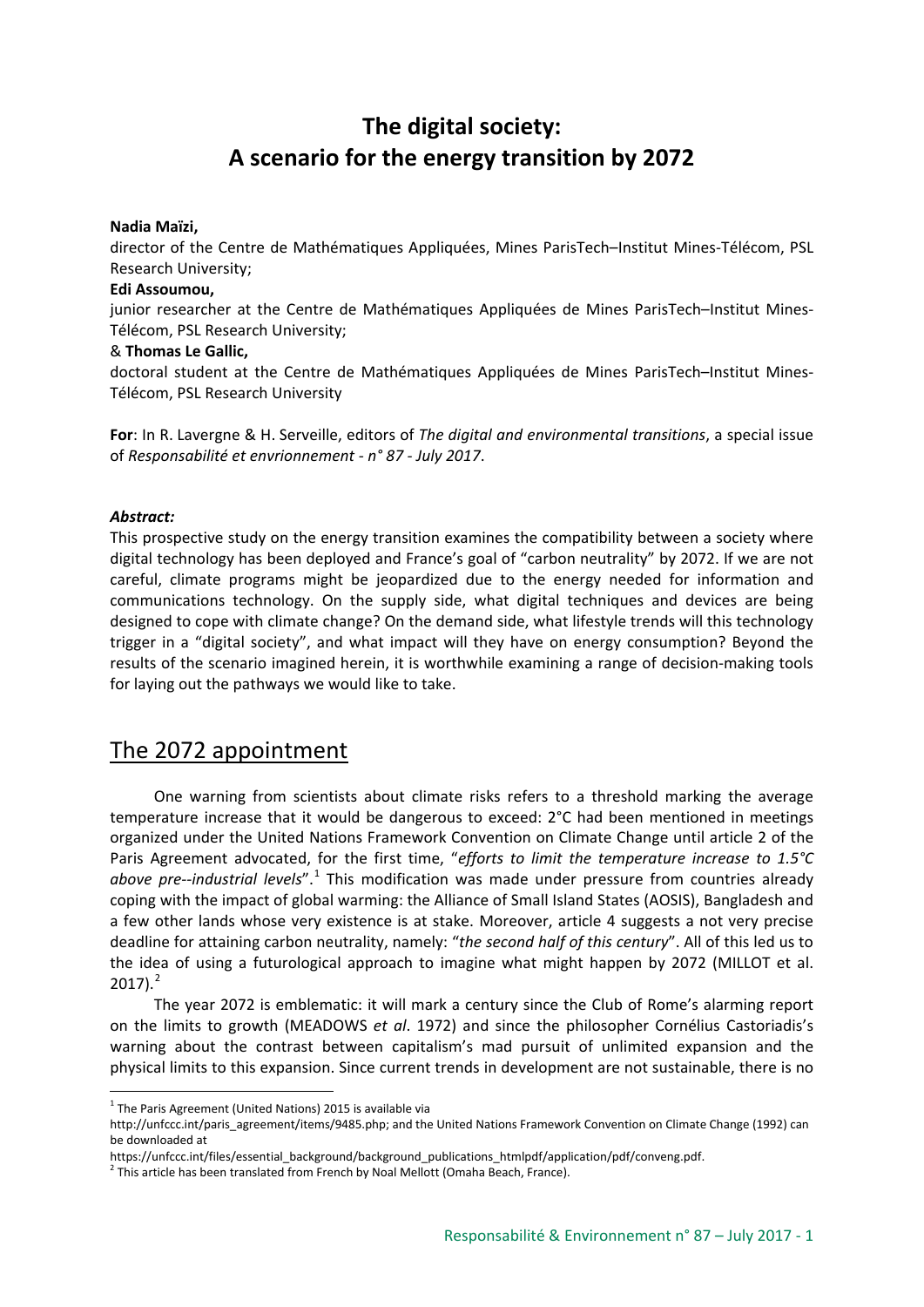# The digital society: A scenario for the energy transition by 2072

**Nadia Maïzi,**

director of the Centre de Mathématiques Appliquées, Mines ParisTech–Institut Mines-Télécom, PSL Research University;

**Edi Assoumou,**

junior researcher at the Centre de Mathématiques Appliquées de Mines ParisTech–Institut Mines-Télécom, PSL Research University;

& **Thomas Le Gallic,**

doctoral student at the Centre de Mathématiques Appliquées de Mines ParisTech–Institut Mines-Télécom, PSL Research University

**For**: In R. Lavergne & H. Serveille, editors of *The digital and environmental transitions*, a special issue of *Responsabilité et envrionnement - n° 87 - July 2017*.

***Abstract:***

This prospective study on the energy transition examines the compatibility between a society where digital technology has been deployed and France's goal of "carbon neutrality" by 2072. If we are not careful, climate programs might be jeopardized due to the energy needed for information and communications technology. On the supply side, what digital techniques and devices are being designed to cope with climate change? On the demand side, what lifestyle trends will this technology trigger in a "digital society", and what impact will they have on energy consumption? Beyond the results of the scenario imagined herein, it is worthwhile examining a range of decision-making tools for laying out the pathways we would like to take.

## The 2072 appointment

One warning from scientists about climate risks refers to a threshold marking the average temperature increase that it would be dangerous to exceed: 2°C had been mentioned in meetings organized under the United Nations Framework Convention on Climate Change until article 2 of the Paris Agreement advocated, for the first time, "*efforts to limit the temperature increase to 1.5°C above pre--industrial levels*".[1] This modification was made under pressure from countries already coping with the impact of global warming: the Alliance of Small Island States (AOSIS), Bangladesh and a few other lands whose very existence is at stake. Moreover, article 4 suggests a not very precise deadline for attaining carbon neutrality, namely: "*the second half of this century*". All of this led us to the idea of using a futurological approach to imagine what might happen by 2072 (MILLOT et al. 2017).[2]

The year 2072 is emblematic: it will mark a century since the Club of Rome's alarming report on the limits to growth (MEADOWS *et al*. 1972) and since the philosopher Cornélius Castoriadis's warning about the contrast between capitalism's mad pursuit of unlimited expansion and the physical limits to this expansion. Since current trends in development are not sustainable, there is no

---

[1] The Paris Agreement (United Nations) 2015 is available via http://unfccc.int/paris_agreement/items/9485.php; and the United Nations Framework Convention on Climate Change (1992) can be downloaded at https://unfccc.int/files/essential_background/background_publications_htmlpdf/application/pdf/conveng.pdf.

[2] This article has been translated from French by Noal Mellott (Omaha Beach, France).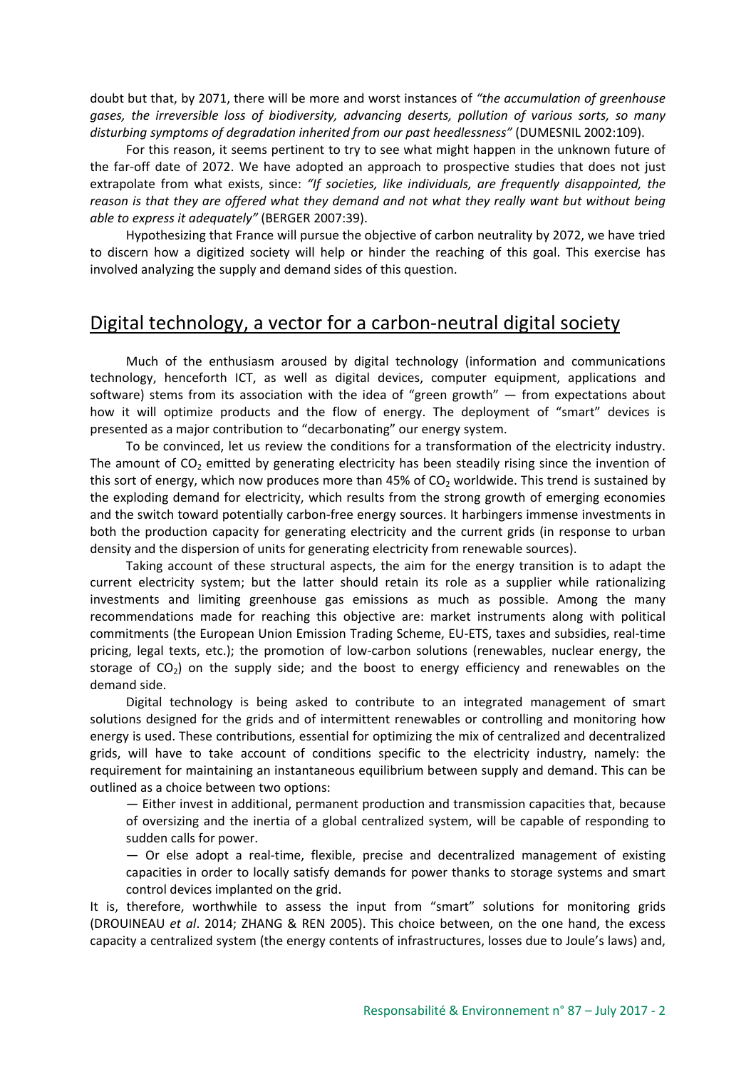doubt but that, by 2071, there will be more and worst instances of *"the accumulation of greenhouse gases, the irreversible loss of biodiversity, advancing deserts, pollution of various sorts, so many disturbing symptoms of degradation inherited from our past heedlessness"* (DUMESNIL 2002:109).

For this reason, it seems pertinent to try to see what might happen in the unknown future of the far-off date of 2072. We have adopted an approach to prospective studies that does not just extrapolate from what exists, since: *"If societies, like individuals, are frequently disappointed, the reason is that they are offered what they demand and not what they really want but without being able to express it adequately"* (BERGER 2007:39).

Hypothesizing that France will pursue the objective of carbon neutrality by 2072, we have tried to discern how a digitized society will help or hinder the reaching of this goal. This exercise has involved analyzing the supply and demand sides of this question.

## Digital technology, a vector for a carbon-neutral digital society

Much of the enthusiasm aroused by digital technology (information and communications technology, henceforth ICT, as well as digital devices, computer equipment, applications and software) stems from its association with the idea of "green growth" — from expectations about how it will optimize products and the flow of energy. The deployment of "smart" devices is presented as a major contribution to "decarbonating" our energy system.

To be convinced, let us review the conditions for a transformation of the electricity industry. The amount of $CO_2$ emitted by generating electricity has been steadily rising since the invention of this sort of energy, which now produces more than 45% of $CO_2$ worldwide. This trend is sustained by the exploding demand for electricity, which results from the strong growth of emerging economies and the switch toward potentially carbon-free energy sources. It harbingers immense investments in both the production capacity for generating electricity and the current grids (in response to urban density and the dispersion of units for generating electricity from renewable sources).

Taking account of these structural aspects, the aim for the energy transition is to adapt the current electricity system; but the latter should retain its role as a supplier while rationalizing investments and limiting greenhouse gas emissions as much as possible. Among the many recommendations made for reaching this objective are: market instruments along with political commitments (the European Union Emission Trading Scheme, EU-ETS, taxes and subsidies, real-time pricing, legal texts, etc.); the promotion of low-carbon solutions (renewables, nuclear energy, the storage of $CO_2$) on the supply side; and the boost to energy efficiency and renewables on the demand side.

Digital technology is being asked to contribute to an integrated management of smart solutions designed for the grids and of intermittent renewables or controlling and monitoring how energy is used. These contributions, essential for optimizing the mix of centralized and decentralized grids, will have to take account of conditions specific to the electricity industry, namely: the requirement for maintaining an instantaneous equilibrium between supply and demand. This can be outlined as a choice between two options:

— Either invest in additional, permanent production and transmission capacities that, because of oversizing and the inertia of a global centralized system, will be capable of responding to sudden calls for power.

— Or else adopt a real-time, flexible, precise and decentralized management of existing capacities in order to locally satisfy demands for power thanks to storage systems and smart control devices implanted on the grid.

It is, therefore, worthwhile to assess the input from "smart" solutions for monitoring grids (DROUINEAU *et al*. 2014; ZHANG & REN 2005). This choice between, on the one hand, the excess capacity a centralized system (the energy contents of infrastructures, losses due to Joule's laws) and,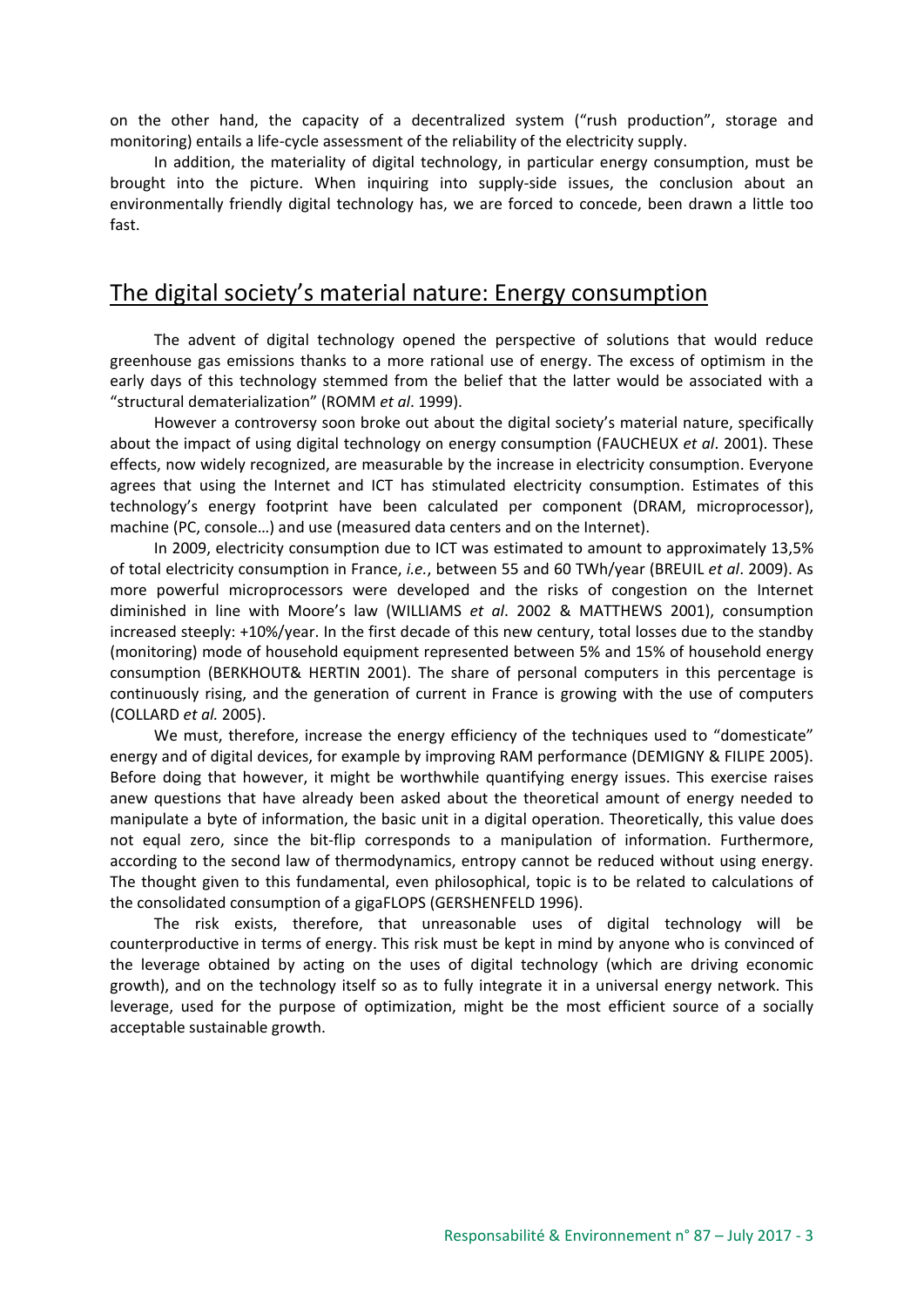on the other hand, the capacity of a decentralized system ("rush production", storage and monitoring) entails a life-cycle assessment of the reliability of the electricity supply.

In addition, the materiality of digital technology, in particular energy consumption, must be brought into the picture. When inquiring into supply-side issues, the conclusion about an environmentally friendly digital technology has, we are forced to concede, been drawn a little too fast.

## The digital society's material nature: Energy consumption

The advent of digital technology opened the perspective of solutions that would reduce greenhouse gas emissions thanks to a more rational use of energy. The excess of optimism in the early days of this technology stemmed from the belief that the latter would be associated with a "structural dematerialization" (ROMM *et al*. 1999).

However a controversy soon broke out about the digital society's material nature, specifically about the impact of using digital technology on energy consumption (FAUCHEUX *et al*. 2001). These effects, now widely recognized, are measurable by the increase in electricity consumption. Everyone agrees that using the Internet and ICT has stimulated electricity consumption. Estimates of this technology's energy footprint have been calculated per component (DRAM, microprocessor), machine (PC, console…) and use (measured data centers and on the Internet).

In 2009, electricity consumption due to ICT was estimated to amount to approximately 13,5% of total electricity consumption in France, *i.e.*, between 55 and 60 TWh/year (BREUIL *et al*. 2009). As more powerful microprocessors were developed and the risks of congestion on the Internet diminished in line with Moore's law (WILLIAMS *et al*. 2002 & MATTHEWS 2001), consumption increased steeply: +10%/year. In the first decade of this new century, total losses due to the standby (monitoring) mode of household equipment represented between 5% and 15% of household energy consumption (BERKHOUT& HERTIN 2001). The share of personal computers in this percentage is continuously rising, and the generation of current in France is growing with the use of computers (COLLARD *et al.* 2005).

We must, therefore, increase the energy efficiency of the techniques used to "domesticate" energy and of digital devices, for example by improving RAM performance (DEMIGNY & FILIPE 2005). Before doing that however, it might be worthwhile quantifying energy issues. This exercise raises anew questions that have already been asked about the theoretical amount of energy needed to manipulate a byte of information, the basic unit in a digital operation. Theoretically, this value does not equal zero, since the bit-flip corresponds to a manipulation of information. Furthermore, according to the second law of thermodynamics, entropy cannot be reduced without using energy. The thought given to this fundamental, even philosophical, topic is to be related to calculations of the consolidated consumption of a gigaFLOPS (GERSHENFELD 1996).

The risk exists, therefore, that unreasonable uses of digital technology will be counterproductive in terms of energy. This risk must be kept in mind by anyone who is convinced of the leverage obtained by acting on the uses of digital technology (which are driving economic growth), and on the technology itself so as to fully integrate it in a universal energy network. This leverage, used for the purpose of optimization, might be the most efficient source of a socially acceptable sustainable growth.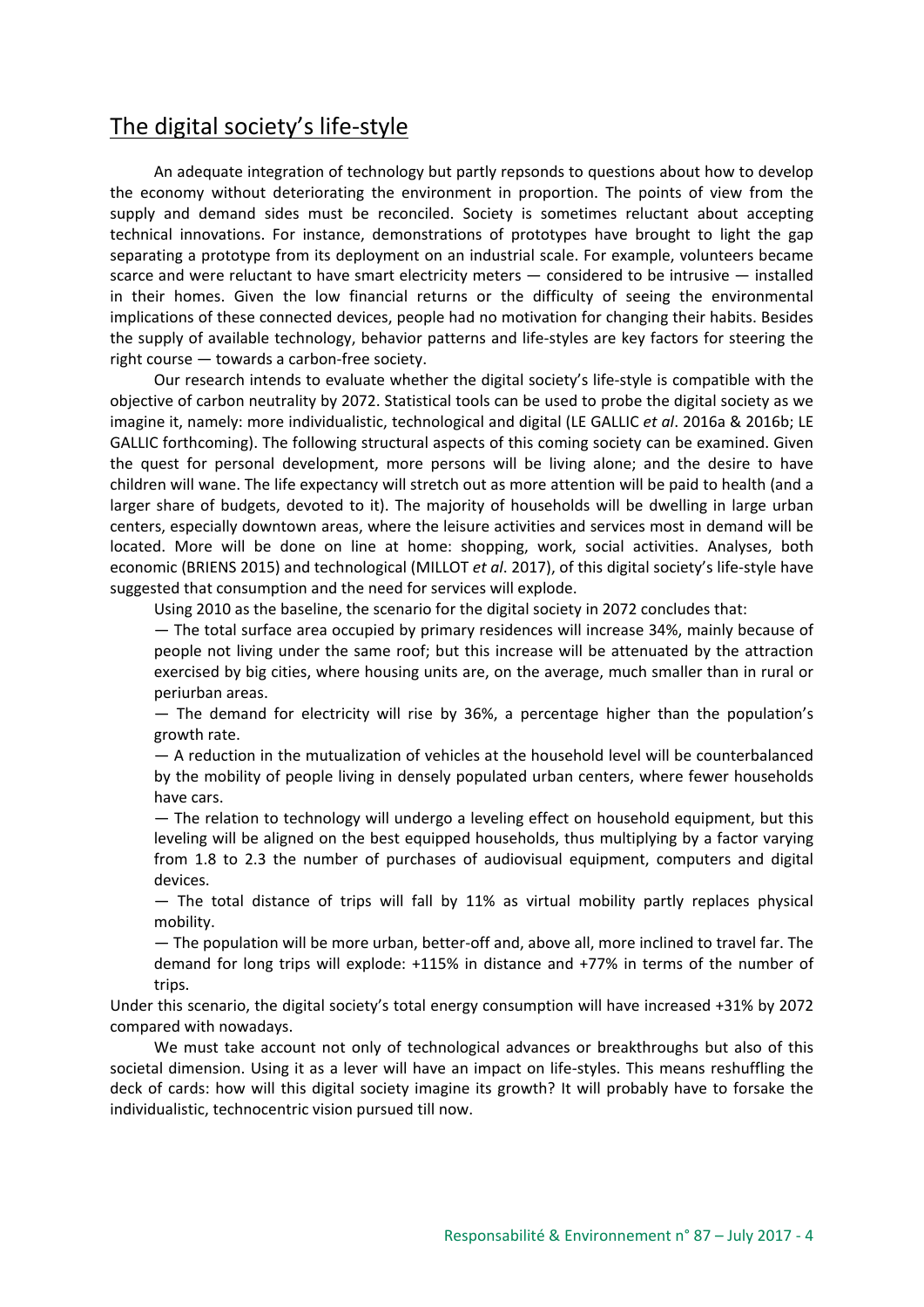## The digital society's life-style

An adequate integration of technology but partly repsonds to questions about how to develop the economy without deteriorating the environment in proportion. The points of view from the supply and demand sides must be reconciled. Society is sometimes reluctant about accepting technical innovations. For instance, demonstrations of prototypes have brought to light the gap separating a prototype from its deployment on an industrial scale. For example, volunteers became scarce and were reluctant to have smart electricity meters — considered to be intrusive — installed in their homes. Given the low financial returns or the difficulty of seeing the environmental implications of these connected devices, people had no motivation for changing their habits. Besides the supply of available technology, behavior patterns and life-styles are key factors for steering the right course — towards a carbon-free society.

Our research intends to evaluate whether the digital society's life-style is compatible with the objective of carbon neutrality by 2072. Statistical tools can be used to probe the digital society as we imagine it, namely: more individualistic, technological and digital (LE GALLIC *et al*. 2016a & 2016b; LE GALLIC forthcoming). The following structural aspects of this coming society can be examined. Given the quest for personal development, more persons will be living alone; and the desire to have children will wane. The life expectancy will stretch out as more attention will be paid to health (and a larger share of budgets, devoted to it). The majority of households will be dwelling in large urban centers, especially downtown areas, where the leisure activities and services most in demand will be located. More will be done on line at home: shopping, work, social activities. Analyses, both economic (BRIENS 2015) and technological (MILLOT *et al*. 2017), of this digital society's life-style have suggested that consumption and the need for services will explode.

Using 2010 as the baseline, the scenario for the digital society in 2072 concludes that:

— The total surface area occupied by primary residences will increase 34%, mainly because of people not living under the same roof; but this increase will be attenuated by the attraction exercised by big cities, where housing units are, on the average, much smaller than in rural or periurban areas.

— The demand for electricity will rise by 36%, a percentage higher than the population's growth rate.

— A reduction in the mutualization of vehicles at the household level will be counterbalanced by the mobility of people living in densely populated urban centers, where fewer households have cars.

— The relation to technology will undergo a leveling effect on household equipment, but this leveling will be aligned on the best equipped households, thus multiplying by a factor varying from 1.8 to 2.3 the number of purchases of audiovisual equipment, computers and digital devices.

— The total distance of trips will fall by 11% as virtual mobility partly replaces physical mobility.

— The population will be more urban, better-off and, above all, more inclined to travel far. The demand for long trips will explode: +115% in distance and +77% in terms of the number of trips.

Under this scenario, the digital society's total energy consumption will have increased +31% by 2072 compared with nowadays.

We must take account not only of technological advances or breakthroughs but also of this societal dimension. Using it as a lever will have an impact on life-styles. This means reshuffling the deck of cards: how will this digital society imagine its growth? It will probably have to forsake the individualistic, technocentric vision pursued till now.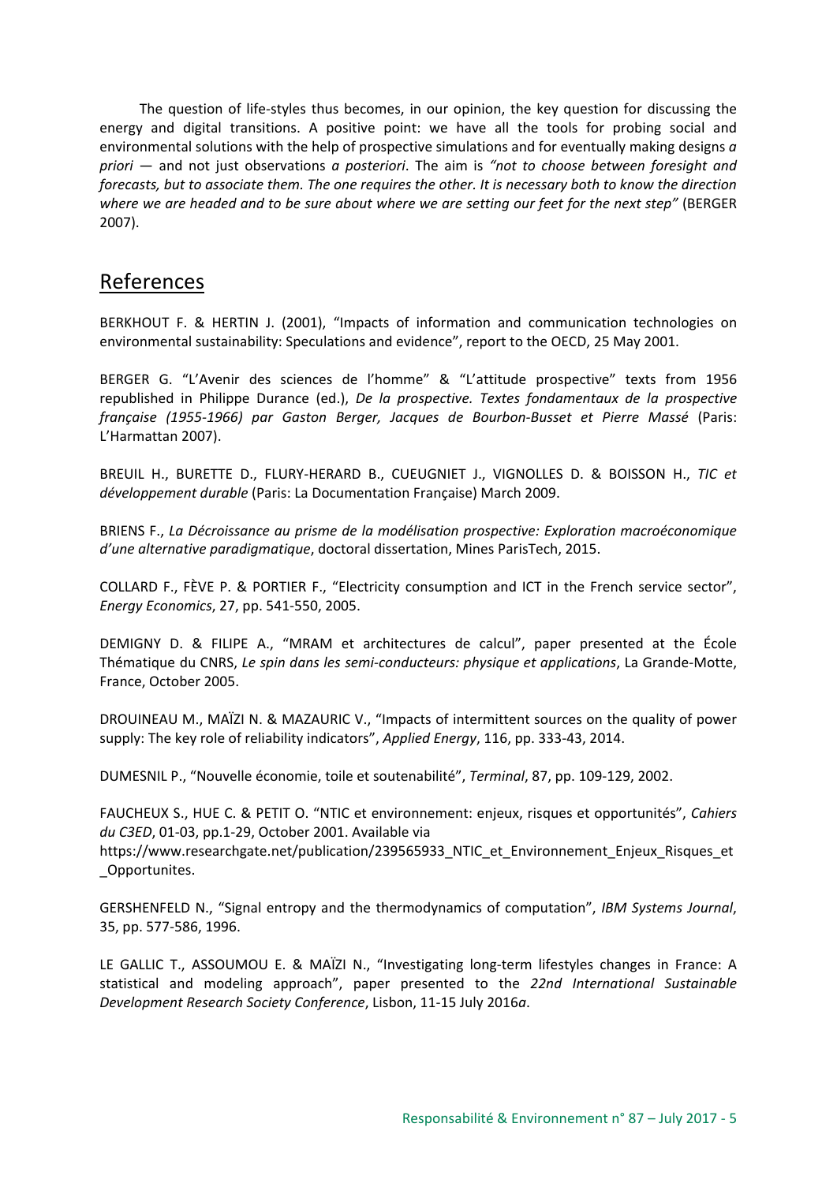The question of life-styles thus becomes, in our opinion, the key question for discussing the energy and digital transitions. A positive point: we have all the tools for probing social and environmental solutions with the help of prospective simulations and for eventually making designs *a priori* — and not just observations *a posteriori*. The aim is *"not to choose between foresight and forecasts, but to associate them. The one requires the other. It is necessary both to know the direction where we are headed and to be sure about where we are setting our feet for the next step"* (BERGER 2007).

## References

BERKHOUT F. & HERTIN J. (2001), "Impacts of information and communication technologies on environmental sustainability: Speculations and evidence", report to the OECD, 25 May 2001.

BERGER G. "L'Avenir des sciences de l'homme" & "L'attitude prospective" texts from 1956 republished in Philippe Durance (ed.), *De la prospective. Textes fondamentaux de la prospective française (1955-1966) par Gaston Berger, Jacques de Bourbon-Busset et Pierre Massé* (Paris: L'Harmattan 2007).

BREUIL H., BURETTE D., FLURY-HERARD B., CUEUGNIET J., VIGNOLLES D. & BOISSON H., *TIC et développement durable* (Paris: La Documentation Française) March 2009.

BRIENS F., *La Décroissance au prisme de la modélisation prospective: Exploration macroéconomique d'une alternative paradigmatique*, doctoral dissertation, Mines ParisTech, 2015.

COLLARD F., FÈVE P. & PORTIER F., "Electricity consumption and ICT in the French service sector", *Energy Economics*, 27, pp. 541-550, 2005.

DEMIGNY D. & FILIPE A., "MRAM et architectures de calcul", paper presented at the École Thématique du CNRS, *Le spin dans les semi-conducteurs: physique et applications*, La Grande-Motte, France, October 2005.

DROUINEAU M., MAÏZI N. & MAZAURIC V., "Impacts of intermittent sources on the quality of power supply: The key role of reliability indicators", *Applied Energy*, 116, pp. 333-43, 2014.

DUMESNIL P., "Nouvelle économie, toile et soutenabilité", *Terminal*, 87, pp. 109-129, 2002.

FAUCHEUX S., HUE C. & PETIT O. "NTIC et environnement: enjeux, risques et opportunités", *Cahiers du C3ED*, 01-03, pp.1-29, October 2001. Available via https://www.researchgate.net/publication/239565933_NTIC_et_Environnement_Enjeux_Risques_et_Opportunites.

GERSHENFELD N., "Signal entropy and the thermodynamics of computation", *IBM Systems Journal*, 35, pp. 577-586, 1996.

LE GALLIC T., ASSOUMOU E. & MAÏZI N., "Investigating long-term lifestyles changes in France: A statistical and modeling approach", paper presented to the *22nd International Sustainable Development Research Society Conference*, Lisbon, 11-15 July 2016*a*.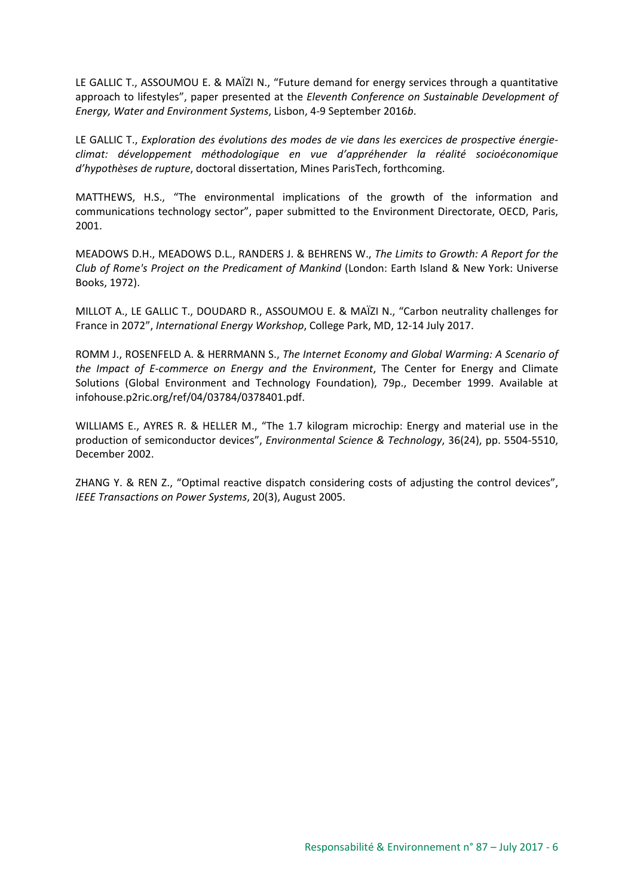LE GALLIC T., ASSOUMOU E. & MAÏZI N., "Future demand for energy services through a quantitative approach to lifestyles", paper presented at the *Eleventh Conference on Sustainable Development of Energy, Water and Environment Systems*, Lisbon, 4-9 September 2016*b*.

LE GALLIC T., *Exploration des évolutions des modes de vie dans les exercices de prospective énergie-climat: développement méthodologique en vue d'appréhender la réalité socioéconomique d'hypothèses de rupture*, doctoral dissertation, Mines ParisTech, forthcoming.

MATTHEWS, H.S., "The environmental implications of the growth of the information and communications technology sector", paper submitted to the Environment Directorate, OECD, Paris, 2001.

MEADOWS D.H., MEADOWS D.L., RANDERS J. & BEHRENS W., *The Limits to Growth: A Report for the Club of Rome's Project on the Predicament of Mankind* (London: Earth Island & New York: Universe Books, 1972).

MILLOT A., LE GALLIC T., DOUDARD R., ASSOUMOU E. & MAÏZI N., "Carbon neutrality challenges for France in 2072", *International Energy Workshop*, College Park, MD, 12-14 July 2017.

ROMM J., ROSENFELD A. & HERRMANN S., *The Internet Economy and Global Warming: A Scenario of the Impact of E-commerce on Energy and the Environment*, The Center for Energy and Climate Solutions (Global Environment and Technology Foundation), 79p., December 1999. Available at infohouse.p2ric.org/ref/04/03784/0378401.pdf.

WILLIAMS E., AYRES R. & HELLER M., "The 1.7 kilogram microchip: Energy and material use in the production of semiconductor devices", *Environmental Science & Technology*, 36(24), pp. 5504-5510, December 2002.

ZHANG Y. & REN Z., "Optimal reactive dispatch considering costs of adjusting the control devices", *IEEE Transactions on Power Systems*, 20(3), August 2005.